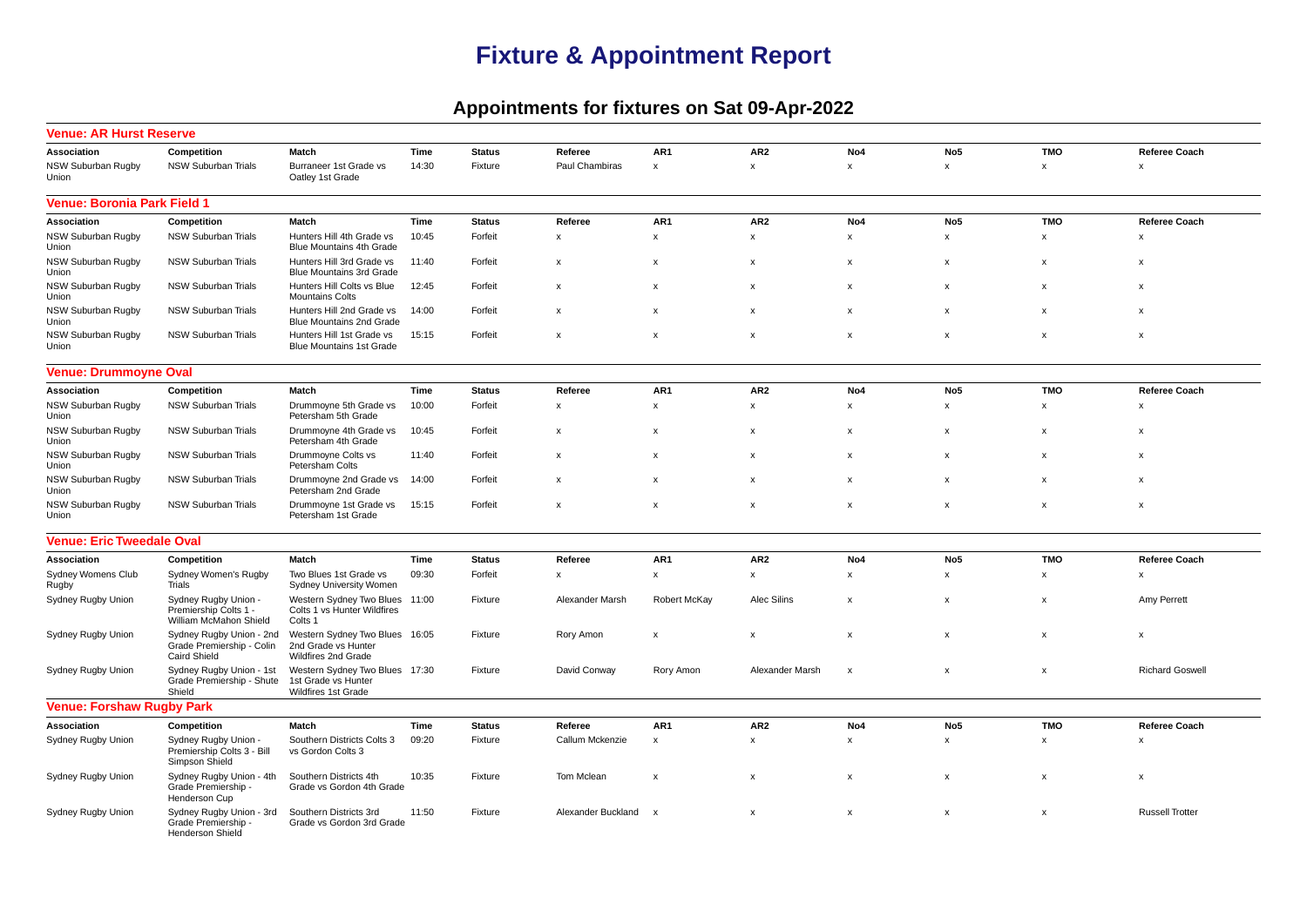# Fixture & Appointment Report

## Appointments for fixtures on Sat 09-Apr-2022

### Venue: AR Hurst Reserve

| Association | Competition | Match | Time | Status | Referee | AR1 | AR2 | No4 | No5 | TMO | Referee Coach |
|---|---|---|---|---|---|---|---|---|---|---|---|
| NSW Suburban Rugby Union | NSW Suburban Trials | Burraneer 1st Grade vs Oatley 1st Grade | 14:30 | Fixture | Paul Chambiras | x | x | x | x | x | x |

### Venue: Boronia Park Field 1

| Association | Competition | Match | Time | Status | Referee | AR1 | AR2 | No4 | No5 | TMO | Referee Coach |
|---|---|---|---|---|---|---|---|---|---|---|---|
| NSW Suburban Rugby Union | NSW Suburban Trials | Hunters Hill 4th Grade vs Blue Mountains 4th Grade | 10:45 | Forfeit | x | x | x | x | x | x | x |
| NSW Suburban Rugby Union | NSW Suburban Trials | Hunters Hill 3rd Grade vs Blue Mountains 3rd Grade | 11:40 | Forfeit | x | x | x | x | x | x | x |
| NSW Suburban Rugby Union | NSW Suburban Trials | Hunters Hill Colts vs Blue Mountains Colts | 12:45 | Forfeit | x | x | x | x | x | x | x |
| NSW Suburban Rugby Union | NSW Suburban Trials | Hunters Hill 2nd Grade vs Blue Mountains 2nd Grade | 14:00 | Forfeit | x | x | x | x | x | x | x |
| NSW Suburban Rugby Union | NSW Suburban Trials | Hunters Hill 1st Grade vs Blue Mountains 1st Grade | 15:15 | Forfeit | x | x | x | x | x | x | x |

### Venue: Drummoyne Oval

| Association | Competition | Match | Time | Status | Referee | AR1 | AR2 | No4 | No5 | TMO | Referee Coach |
|---|---|---|---|---|---|---|---|---|---|---|---|
| NSW Suburban Rugby Union | NSW Suburban Trials | Drummoyne 5th Grade vs Petersham 5th Grade | 10:00 | Forfeit | x | x | x | x | x | x | x |
| NSW Suburban Rugby Union | NSW Suburban Trials | Drummoyne 4th Grade vs Petersham 4th Grade | 10:45 | Forfeit | x | x | x | x | x | x | x |
| NSW Suburban Rugby Union | NSW Suburban Trials | Drummoyne Colts vs Petersham Colts | 11:40 | Forfeit | x | x | x | x | x | x | x |
| NSW Suburban Rugby Union | NSW Suburban Trials | Drummoyne 2nd Grade vs Petersham 2nd Grade | 14:00 | Forfeit | x | x | x | x | x | x | x |
| NSW Suburban Rugby Union | NSW Suburban Trials | Drummoyne 1st Grade vs Petersham 1st Grade | 15:15 | Forfeit | x | x | x | x | x | x | x |

### Venue: Eric Tweedale Oval

| Association | Competition | Match | Time | Status | Referee | AR1 | AR2 | No4 | No5 | TMO | Referee Coach |
|---|---|---|---|---|---|---|---|---|---|---|---|
| Sydney Womens Club Rugby | Sydney Women's Rugby Trials | Two Blues 1st Grade vs Sydney University Women | 09:30 | Forfeit | x | x | x | x | x | x | x |
| Sydney Rugby Union | Sydney Rugby Union - Premiership Colts 1 - William McMahon Shield | Western Sydney Two Blues Colts 1 vs Hunter Wildfires Colts 1 | 11:00 | Fixture | Alexander Marsh | Robert McKay | Alec Silins | x | x | x | Amy Perrett |
| Sydney Rugby Union | Sydney Rugby Union - 2nd Grade Premiership - Colin Caird Shield | Western Sydney Two Blues 2nd Grade vs Hunter Wildfires 2nd Grade | 16:05 | Fixture | Rory Amon | x | x | x | x | x | x |
| Sydney Rugby Union | Sydney Rugby Union - 1st Grade Premiership - Shute Shield | Western Sydney Two Blues 1st Grade vs Hunter Wildfires 1st Grade | 17:30 | Fixture | David Conway | Rory Amon | Alexander Marsh | x | x | x | Richard Goswell |

### Venue: Forshaw Rugby Park

| Association | Competition | Match | Time | Status | Referee | AR1 | AR2 | No4 | No5 | TMO | Referee Coach |
|---|---|---|---|---|---|---|---|---|---|---|---|
| Sydney Rugby Union | Sydney Rugby Union - Premiership Colts 3 - Bill Simpson Shield | Southern Districts Colts 3 vs Gordon Colts 3 | 09:20 | Fixture | Callum Mckenzie | x | x | x | x | x | x |
| Sydney Rugby Union | Sydney Rugby Union - 4th Grade Premiership - Henderson Cup | Southern Districts 4th Grade vs Gordon 4th Grade | 10:35 | Fixture | Tom Mclean | x | x | x | x | x | x |
| Sydney Rugby Union | Sydney Rugby Union - 3rd Grade Premiership - Henderson Shield | Southern Districts 3rd Grade vs Gordon 3rd Grade | 11:50 | Fixture | Alexander Buckland | x | x | x | x | x | Russell Trotter |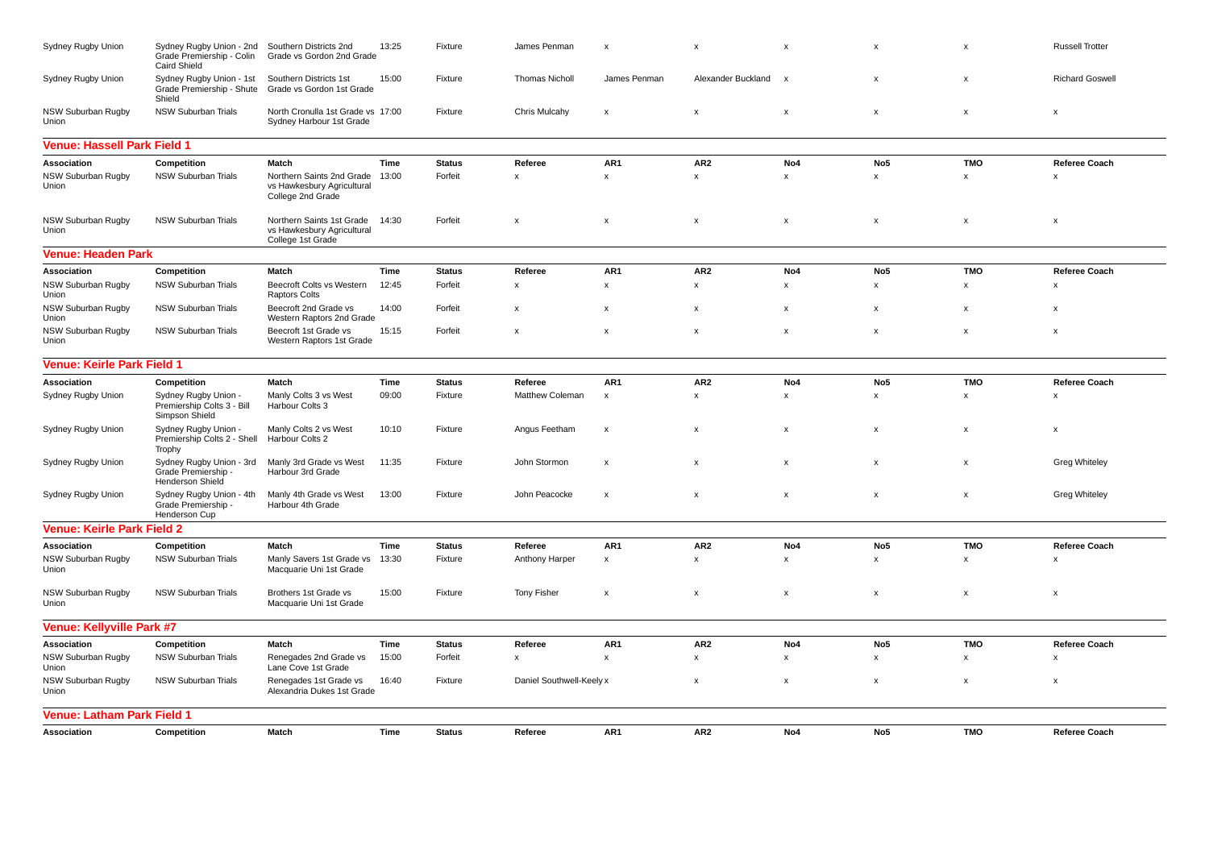| Association | Competition | Match | Time | Status | Referee | AR1 | AR2 | No4 | No5 | TMO | Referee Coach |
|---|---|---|---|---|---|---|---|---|---|---|---|
| Sydney Rugby Union | Sydney Rugby Union - 2nd Grade Premiership - Colin Caird Shield | Southern Districts 2nd Grade vs Gordon 2nd Grade | 13:25 | Fixture | James Penman | x | x | x | x | x | Russell Trotter |
| Sydney Rugby Union | Sydney Rugby Union - 1st Grade Premiership - Shute Shield | Southern Districts 1st Grade vs Gordon 1st Grade | 15:00 | Fixture | Thomas Nicholl | James Penman | Alexander Buckland | x | x | x | Richard Goswell |
| NSW Suburban Rugby Union | NSW Suburban Trials | North Cronulla 1st Grade vs Sydney Harbour 1st Grade | 17:00 | Fixture | Chris Mulcahy | x | x | x | x | x | x |

## Venue: Hassell Park Field 1

| Association | Competition | Match | Time | Status | Referee | AR1 | AR2 | No4 | No5 | TMO | Referee Coach |
|---|---|---|---|---|---|---|---|---|---|---|---|
| NSW Suburban Rugby Union | NSW Suburban Trials | Northern Saints 2nd Grade vs Hawkesbury Agricultural College 2nd Grade | 13:00 | Forfeit | x | x | x | x | x | x | x |
| NSW Suburban Rugby Union | NSW Suburban Trials | Northern Saints 1st Grade vs Hawkesbury Agricultural College 1st Grade | 14:30 | Forfeit | x | x | x | x | x | x | x |

## Venue: Headen Park

| Association | Competition | Match | Time | Status | Referee | AR1 | AR2 | No4 | No5 | TMO | Referee Coach |
|---|---|---|---|---|---|---|---|---|---|---|---|
| NSW Suburban Rugby Union | NSW Suburban Trials | Beecroft Colts vs Western Raptors Colts | 12:45 | Forfeit | x | x | x | x | x | x | x |
| NSW Suburban Rugby Union | NSW Suburban Trials | Beecroft 2nd Grade vs Western Raptors 2nd Grade | 14:00 | Forfeit | x | x | x | x | x | x | x |
| NSW Suburban Rugby Union | NSW Suburban Trials | Beecroft 1st Grade vs Western Raptors 1st Grade | 15:15 | Forfeit | x | x | x | x | x | x | x |

## Venue: Keirle Park Field 1

| Association | Competition | Match | Time | Status | Referee | AR1 | AR2 | No4 | No5 | TMO | Referee Coach |
|---|---|---|---|---|---|---|---|---|---|---|---|
| Sydney Rugby Union | Sydney Rugby Union - Premiership Colts 3 - Bill Simpson Shield | Manly Colts 3 vs West Harbour Colts 3 | 09:00 | Fixture | Matthew Coleman | x | x | x | x | x | x |
| Sydney Rugby Union | Sydney Rugby Union - Premiership Colts 2 - Shell Trophy | Manly Colts 2 vs West Harbour Colts 2 | 10:10 | Fixture | Angus Feetham | x | x | x | x | x | x |
| Sydney Rugby Union | Sydney Rugby Union - 3rd Grade Premiership - Henderson Shield | Manly 3rd Grade vs West Harbour 3rd Grade | 11:35 | Fixture | John Stormon | x | x | x | x | x | Greg Whiteley |
| Sydney Rugby Union | Sydney Rugby Union - 4th Grade Premiership - Henderson Cup | Manly 4th Grade vs West Harbour 4th Grade | 13:00 | Fixture | John Peacocke | x | x | x | x | x | Greg Whiteley |

## Venue: Keirle Park Field 2

| Association | Competition | Match | Time | Status | Referee | AR1 | AR2 | No4 | No5 | TMO | Referee Coach |
|---|---|---|---|---|---|---|---|---|---|---|---|
| NSW Suburban Rugby Union | NSW Suburban Trials | Manly Savers 1st Grade vs Macquarie Uni 1st Grade | 13:30 | Fixture | Anthony Harper | x | x | x | x | x | x |
| NSW Suburban Rugby Union | NSW Suburban Trials | Brothers 1st Grade vs Macquarie Uni 1st Grade | 15:00 | Fixture | Tony Fisher | x | x | x | x | x | x |

## Venue: Kellyville Park #7

| Association | Competition | Match | Time | Status | Referee | AR1 | AR2 | No4 | No5 | TMO | Referee Coach |
|---|---|---|---|---|---|---|---|---|---|---|---|
| NSW Suburban Rugby Union | NSW Suburban Trials | Renegades 2nd Grade vs Lane Cove 1st Grade | 15:00 | Forfeit | x | x | x | x | x | x | x |
| NSW Suburban Rugby Union | NSW Suburban Trials | Renegades 1st Grade vs Alexandria Dukes 1st Grade | 16:40 | Fixture | Daniel Southwell-Keely | x | x | x | x | x | x |

## Venue: Latham Park Field 1

| Association | Competition | Match | Time | Status | Referee | AR1 | AR2 | No4 | No5 | TMO | Referee Coach |
|---|---|---|---|---|---|---|---|---|---|---|---|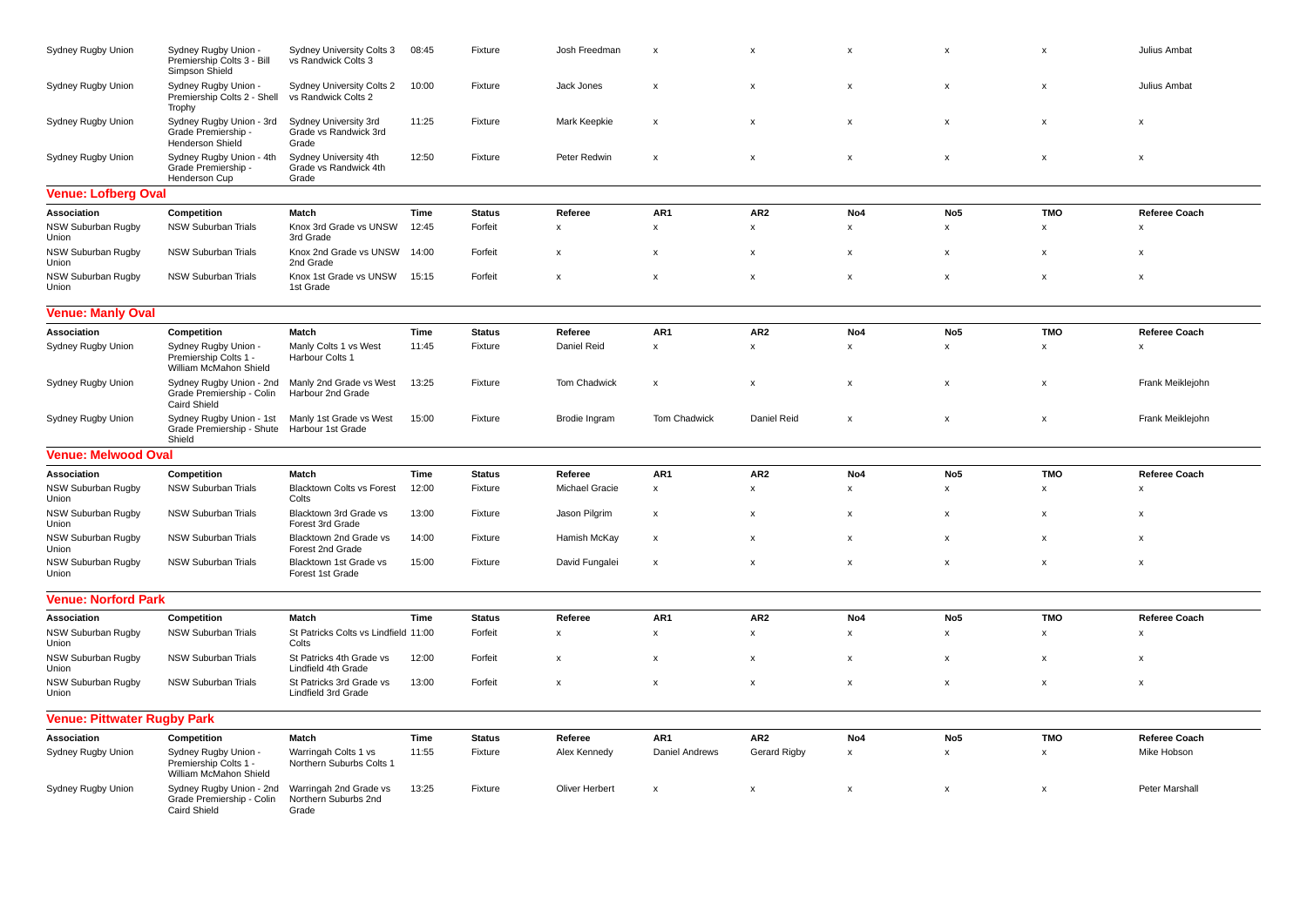| Association | Competition | Match | Time | Status | Referee | AR1 | AR2 | No4 | No5 | TMO | Referee Coach |
|---|---|---|---|---|---|---|---|---|---|---|---|
| Sydney Rugby Union | Sydney Rugby Union - Premiership Colts 3 - Bill Simpson Shield | Sydney University Colts 3 vs Randwick Colts 3 | 08:45 | Fixture | Josh Freedman | x | x | x | x | x | Julius Ambat |
| Sydney Rugby Union | Sydney Rugby Union - Premiership Colts 2 - Shell Trophy | Sydney University Colts 2 vs Randwick Colts 2 | 10:00 | Fixture | Jack Jones | x | x | x | x | x | Julius Ambat |
| Sydney Rugby Union | Sydney Rugby Union - 3rd Grade Premiership - Henderson Shield | Sydney University 3rd Grade vs Randwick 3rd Grade | 11:25 | Fixture | Mark Keepkie | x | x | x | x | x | x |
| Sydney Rugby Union | Sydney Rugby Union - 4th Grade Premiership - Henderson Cup | Sydney University 4th Grade vs Randwick 4th Grade | 12:50 | Fixture | Peter Redwin | x | x | x | x | x | x |

## Venue: Lofberg Oval

| Association | Competition | Match | Time | Status | Referee | AR1 | AR2 | No4 | No5 | TMO | Referee Coach |
|---|---|---|---|---|---|---|---|---|---|---|---|
| NSW Suburban Rugby Union | NSW Suburban Trials | Knox 3rd Grade vs UNSW 3rd Grade | 12:45 | Forfeit | x | x | x | x | x | x | x |
| NSW Suburban Rugby Union | NSW Suburban Trials | Knox 2nd Grade vs UNSW 2nd Grade | 14:00 | Forfeit | x | x | x | x | x | x | x |
| NSW Suburban Rugby Union | NSW Suburban Trials | Knox 1st Grade vs UNSW 1st Grade | 15:15 | Forfeit | x | x | x | x | x | x | x |

## Venue: Manly Oval

| Association | Competition | Match | Time | Status | Referee | AR1 | AR2 | No4 | No5 | TMO | Referee Coach |
|---|---|---|---|---|---|---|---|---|---|---|---|
| Sydney Rugby Union | Sydney Rugby Union - Premiership Colts 1 - William McMahon Shield | Manly Colts 1 vs West Harbour Colts 1 | 11:45 | Fixture | Daniel Reid | x | x | x | x | x | x |
| Sydney Rugby Union | Sydney Rugby Union - 2nd Grade Premiership - Colin Caird Shield | Manly 2nd Grade vs West Harbour 2nd Grade | 13:25 | Fixture | Tom Chadwick | x | x | x | x | x | Frank Meiklejohn |
| Sydney Rugby Union | Sydney Rugby Union - 1st Grade Premiership - Shute Shield | Manly 1st Grade vs West Harbour 1st Grade | 15:00 | Fixture | Brodie Ingram | Tom Chadwick | Daniel Reid | x | x | x | Frank Meiklejohn |

## Venue: Melwood Oval

| Association | Competition | Match | Time | Status | Referee | AR1 | AR2 | No4 | No5 | TMO | Referee Coach |
|---|---|---|---|---|---|---|---|---|---|---|---|
| NSW Suburban Rugby Union | NSW Suburban Trials | Blacktown Colts vs Forest Colts | 12:00 | Fixture | Michael Gracie | x | x | x | x | x | x |
| NSW Suburban Rugby Union | NSW Suburban Trials | Blacktown 3rd Grade vs Forest 3rd Grade | 13:00 | Fixture | Jason Pilgrim | x | x | x | x | x | x |
| NSW Suburban Rugby Union | NSW Suburban Trials | Blacktown 2nd Grade vs Forest 2nd Grade | 14:00 | Fixture | Hamish McKay | x | x | x | x | x | x |
| NSW Suburban Rugby Union | NSW Suburban Trials | Blacktown 1st Grade vs Forest 1st Grade | 15:00 | Fixture | David Fungalei | x | x | x | x | x | x |

## Venue: Norford Park

| Association | Competition | Match | Time | Status | Referee | AR1 | AR2 | No4 | No5 | TMO | Referee Coach |
|---|---|---|---|---|---|---|---|---|---|---|---|
| NSW Suburban Rugby Union | NSW Suburban Trials | St Patricks Colts vs Lindfield Colts | 11:00 | Forfeit | x | x | x | x | x | x | x |
| NSW Suburban Rugby Union | NSW Suburban Trials | St Patricks 4th Grade vs Lindfield 4th Grade | 12:00 | Forfeit | x | x | x | x | x | x | x |
| NSW Suburban Rugby Union | NSW Suburban Trials | St Patricks 3rd Grade vs Lindfield 3rd Grade | 13:00 | Forfeit | x | x | x | x | x | x | x |

## Venue: Pittwater Rugby Park

| Association | Competition | Match | Time | Status | Referee | AR1 | AR2 | No4 | No5 | TMO | Referee Coach |
|---|---|---|---|---|---|---|---|---|---|---|---|
| Sydney Rugby Union | Sydney Rugby Union - Premiership Colts 1 - William McMahon Shield | Warringah Colts 1 vs Northern Suburbs Colts 1 | 11:55 | Fixture | Alex Kennedy | Daniel Andrews | Gerard Rigby | x | x | x | Mike Hobson |
| Sydney Rugby Union | Sydney Rugby Union - 2nd Grade Premiership - Colin Caird Shield | Warringah 2nd Grade vs Northern Suburbs 2nd Grade | 13:25 | Fixture | Oliver Herbert | x | x | x | x | x | Peter Marshall |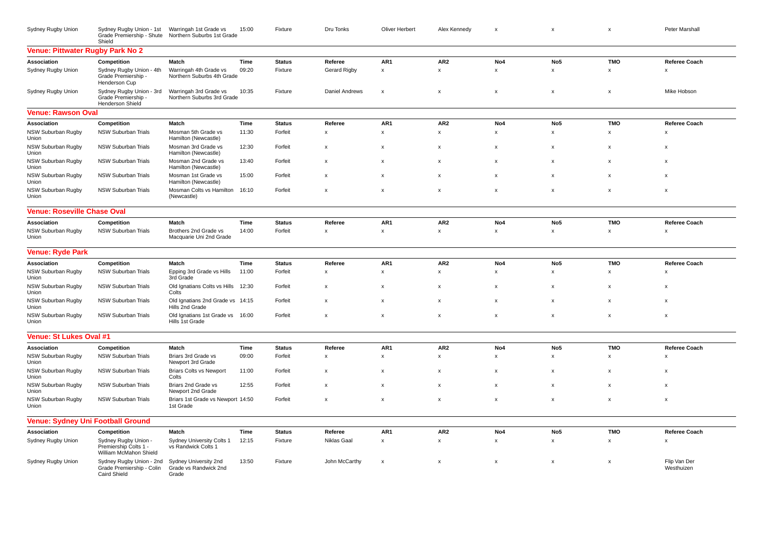| Association | Competition | Match | Time | Status | Referee | AR1 | AR2 | No4 | No5 | TMO | Referee Coach |
|---|---|---|---|---|---|---|---|---|---|---|---|
| Sydney Rugby Union | Sydney Rugby Union - 1st Grade Premiership - Shute Shield | Warringah 1st Grade vs Northern Suburbs 1st Grade | 15:00 | Fixture | Dru Tonks | Oliver Herbert | Alex Kennedy | x | x | x | Peter Marshall |

## Venue: Pittwater Rugby Park No 2

| Association | Competition | Match | Time | Status | Referee | AR1 | AR2 | No4 | No5 | TMO | Referee Coach |
|---|---|---|---|---|---|---|---|---|---|---|---|
| Sydney Rugby Union | Sydney Rugby Union - 4th Grade Premiership - Henderson Cup | Warringah 4th Grade vs Northern Suburbs 4th Grade | 09:20 | Fixture | Gerard Rigby | x | x | x | x | x | x |
| Sydney Rugby Union | Sydney Rugby Union - 3rd Grade Premiership - Henderson Shield | Warringah 3rd Grade vs Northern Suburbs 3rd Grade | 10:35 | Fixture | Daniel Andrews | x | x | x | x | x | Mike Hobson |

## Venue: Rawson Oval

| Association | Competition | Match | Time | Status | Referee | AR1 | AR2 | No4 | No5 | TMO | Referee Coach |
|---|---|---|---|---|---|---|---|---|---|---|---|
| NSW Suburban Rugby Union | NSW Suburban Trials | Mosman 5th Grade vs Hamilton (Newcastle) | 11:30 | Forfeit | x | x | x | x | x | x | x |
| NSW Suburban Rugby Union | NSW Suburban Trials | Mosman 3rd Grade vs Hamilton (Newcastle) | 12:30 | Forfeit | x | x | x | x | x | x | x |
| NSW Suburban Rugby Union | NSW Suburban Trials | Mosman 2nd Grade vs Hamilton (Newcastle) | 13:40 | Forfeit | x | x | x | x | x | x | x |
| NSW Suburban Rugby Union | NSW Suburban Trials | Mosman 1st Grade vs Hamilton (Newcastle) | 15:00 | Forfeit | x | x | x | x | x | x | x |
| NSW Suburban Rugby Union | NSW Suburban Trials | Mosman Colts vs Hamilton (Newcastle) | 16:10 | Forfeit | x | x | x | x | x | x | x |

## Venue: Roseville Chase Oval

| Association | Competition | Match | Time | Status | Referee | AR1 | AR2 | No4 | No5 | TMO | Referee Coach |
|---|---|---|---|---|---|---|---|---|---|---|---|
| NSW Suburban Rugby Union | NSW Suburban Trials | Brothers 2nd Grade vs Macquarie Uni 2nd Grade | 14:00 | Forfeit | x | x | x | x | x | x | x |

## Venue: Ryde Park

| Association | Competition | Match | Time | Status | Referee | AR1 | AR2 | No4 | No5 | TMO | Referee Coach |
|---|---|---|---|---|---|---|---|---|---|---|---|
| NSW Suburban Rugby Union | NSW Suburban Trials | Epping 3rd Grade vs Hills 3rd Grade | 11:00 | Forfeit | x | x | x | x | x | x | x |
| NSW Suburban Rugby Union | NSW Suburban Trials | Old Ignatians Colts vs Hills Colts | 12:30 | Forfeit | x | x | x | x | x | x | x |
| NSW Suburban Rugby Union | NSW Suburban Trials | Old Ignatians 2nd Grade vs Hills 2nd Grade | 14:15 | Forfeit | x | x | x | x | x | x | x |
| NSW Suburban Rugby Union | NSW Suburban Trials | Old Ignatians 1st Grade vs Hills 1st Grade | 16:00 | Forfeit | x | x | x | x | x | x | x |

## Venue: St Lukes Oval #1

| Association | Competition | Match | Time | Status | Referee | AR1 | AR2 | No4 | No5 | TMO | Referee Coach |
|---|---|---|---|---|---|---|---|---|---|---|---|
| NSW Suburban Rugby Union | NSW Suburban Trials | Briars 3rd Grade vs Newport 3rd Grade | 09:00 | Forfeit | x | x | x | x | x | x | x |
| NSW Suburban Rugby Union | NSW Suburban Trials | Briars Colts vs Newport Colts | 11:00 | Forfeit | x | x | x | x | x | x | x |
| NSW Suburban Rugby Union | NSW Suburban Trials | Briars 2nd Grade vs Newport 2nd Grade | 12:55 | Forfeit | x | x | x | x | x | x | x |
| NSW Suburban Rugby Union | NSW Suburban Trials | Briars 1st Grade vs Newport 1st Grade | 14:50 | Forfeit | x | x | x | x | x | x | x |

## Venue: Sydney Uni Football Ground

| Association | Competition | Match | Time | Status | Referee | AR1 | AR2 | No4 | No5 | TMO | Referee Coach |
|---|---|---|---|---|---|---|---|---|---|---|---|
| Sydney Rugby Union | Sydney Rugby Union - Premiership Colts 1 - William McMahon Shield | Sydney University Colts 1 vs Randwick Colts 1 | 12:15 | Fixture | Niklas Gaal | x | x | x | x | x | x |
| Sydney Rugby Union | Sydney Rugby Union - 2nd Grade Premiership - Colin Caird Shield | Sydney University 2nd Grade vs Randwick 2nd Grade | 13:50 | Fixture | John McCarthy | x | x | x | x | x | Flip Van Der Westhuizen |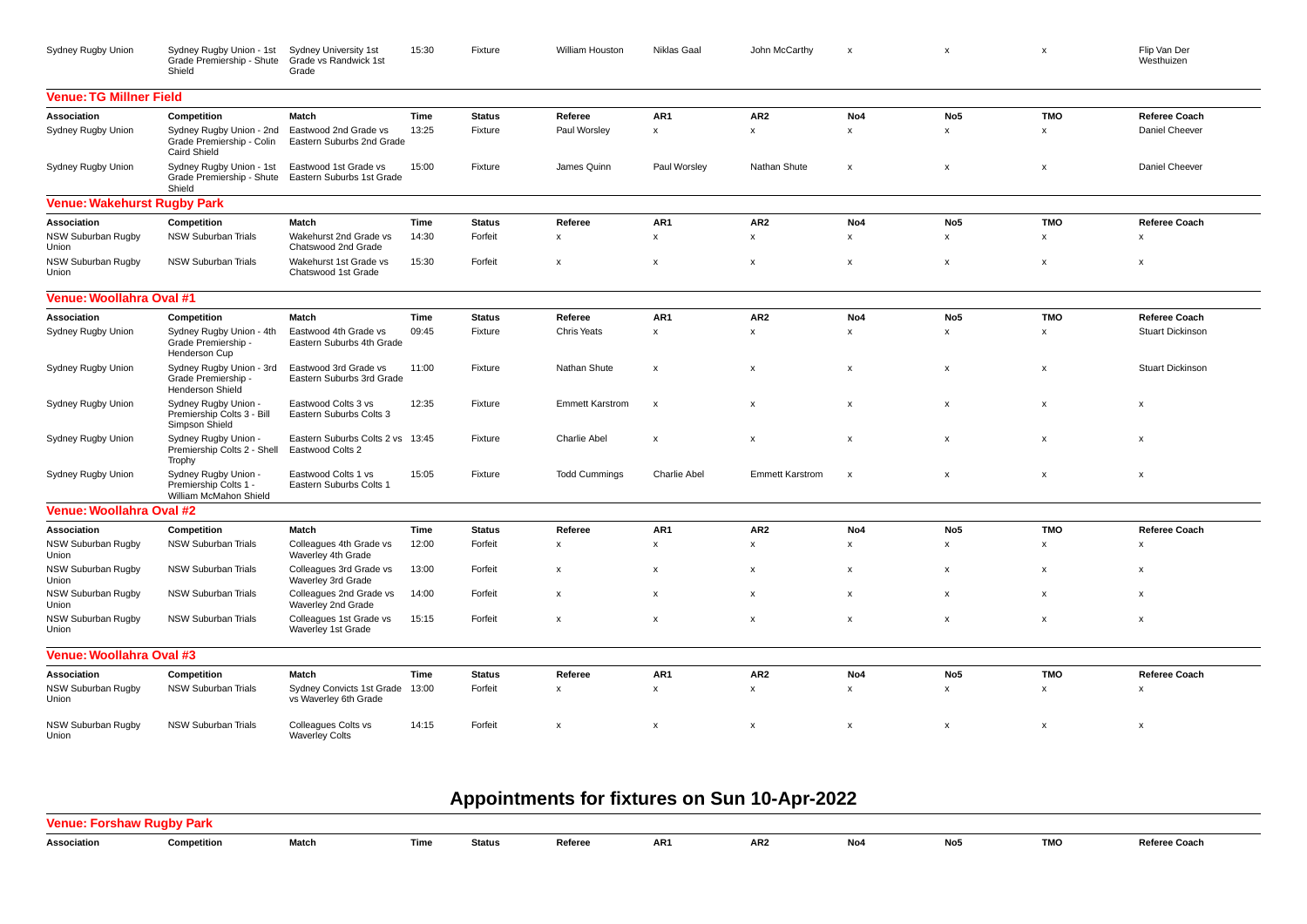| Association | Competition | Match | Time | Status | Referee | AR1 | AR2 | No4 | No5 | TMO | Referee Coach |
|---|---|---|---|---|---|---|---|---|---|---|---|
| Sydney Rugby Union | Sydney Rugby Union - 1st Grade Premiership - Shute Shield | Sydney University 1st Grade vs Randwick 1st Grade | 15:30 | Fixture | William Houston | Niklas Gaal | John McCarthy | x | x | x | Flip Van Der Westhuizen |

## Venue: TG Millner Field

| Association | Competition | Match | Time | Status | Referee | AR1 | AR2 | No4 | No5 | TMO | Referee Coach |
|---|---|---|---|---|---|---|---|---|---|---|---|
| Sydney Rugby Union | Sydney Rugby Union - 2nd Grade Premiership - Colin Caird Shield | Eastwood 2nd Grade vs Eastern Suburbs 2nd Grade | 13:25 | Fixture | Paul Worsley | x | x | x | x | x | Daniel Cheever |
| Sydney Rugby Union | Sydney Rugby Union - 1st Grade Premiership - Shute Shield | Eastwood 1st Grade vs Eastern Suburbs 1st Grade | 15:00 | Fixture | James Quinn | Paul Worsley | Nathan Shute | x | x | x | Daniel Cheever |

## Venue: Wakehurst Rugby Park

| Association | Competition | Match | Time | Status | Referee | AR1 | AR2 | No4 | No5 | TMO | Referee Coach |
|---|---|---|---|---|---|---|---|---|---|---|---|
| NSW Suburban Rugby Union | NSW Suburban Trials | Wakehurst 2nd Grade vs Chatswood 2nd Grade | 14:30 | Forfeit | x | x | x | x | x | x | x |
| NSW Suburban Rugby Union | NSW Suburban Trials | Wakehurst 1st Grade vs Chatswood 1st Grade | 15:30 | Forfeit | x | x | x | x | x | x | x |

## Venue: Woollahra Oval #1

| Association | Competition | Match | Time | Status | Referee | AR1 | AR2 | No4 | No5 | TMO | Referee Coach |
|---|---|---|---|---|---|---|---|---|---|---|---|
| Sydney Rugby Union | Sydney Rugby Union - 4th Grade Premiership - Henderson Cup | Eastwood 4th Grade vs Eastern Suburbs 4th Grade | 09:45 | Fixture | Chris Yeats | x | x | x | x | x | Stuart Dickinson |
| Sydney Rugby Union | Sydney Rugby Union - 3rd Grade Premiership - Henderson Shield | Eastwood 3rd Grade vs Eastern Suburbs 3rd Grade | 11:00 | Fixture | Nathan Shute | x | x | x | x | x | Stuart Dickinson |
| Sydney Rugby Union | Sydney Rugby Union - Premiership Colts 3 - Bill Simpson Shield | Eastwood Colts 3 vs Eastern Suburbs Colts 3 | 12:35 | Fixture | Emmett Karstrom | x | x | x | x | x | x |
| Sydney Rugby Union | Sydney Rugby Union - Premiership Colts 2 - Shell Trophy | Eastern Suburbs Colts 2 vs Eastwood Colts 2 | 13:45 | Fixture | Charlie Abel | x | x | x | x | x | x |
| Sydney Rugby Union | Sydney Rugby Union - Premiership Colts 1 - William McMahon Shield | Eastwood Colts 1 vs Eastern Suburbs Colts 1 | 15:05 | Fixture | Todd Cummings | Charlie Abel | Emmett Karstrom | x | x | x | x |

## Venue: Woollahra Oval #2

| Association | Competition | Match | Time | Status | Referee | AR1 | AR2 | No4 | No5 | TMO | Referee Coach |
|---|---|---|---|---|---|---|---|---|---|---|---|
| NSW Suburban Rugby Union | NSW Suburban Trials | Colleagues 4th Grade vs Waverley 4th Grade | 12:00 | Forfeit | x | x | x | x | x | x | x |
| NSW Suburban Rugby Union | NSW Suburban Trials | Colleagues 3rd Grade vs Waverley 3rd Grade | 13:00 | Forfeit | x | x | x | x | x | x | x |
| NSW Suburban Rugby Union | NSW Suburban Trials | Colleagues 2nd Grade vs Waverley 2nd Grade | 14:00 | Forfeit | x | x | x | x | x | x | x |
| NSW Suburban Rugby Union | NSW Suburban Trials | Colleagues 1st Grade vs Waverley 1st Grade | 15:15 | Forfeit | x | x | x | x | x | x | x |

## Venue: Woollahra Oval #3

| Association | Competition | Match | Time | Status | Referee | AR1 | AR2 | No4 | No5 | TMO | Referee Coach |
|---|---|---|---|---|---|---|---|---|---|---|---|
| NSW Suburban Rugby Union | NSW Suburban Trials | Sydney Convicts 1st Grade vs Waverley 6th Grade | 13:00 | Forfeit | x | x | x | x | x | x | x |
| NSW Suburban Rugby Union | NSW Suburban Trials | Colleagues Colts vs Waverley Colts | 14:15 | Forfeit | x | x | x | x | x | x | x |

# Appointments for fixtures on Sun 10-Apr-2022

## Venue: Forshaw Rugby Park

| Association | Competition | Match | Time | Status | Referee | AR1 | AR2 | No4 | No5 | TMO | Referee Coach |
|---|---|---|---|---|---|---|---|---|---|---|---|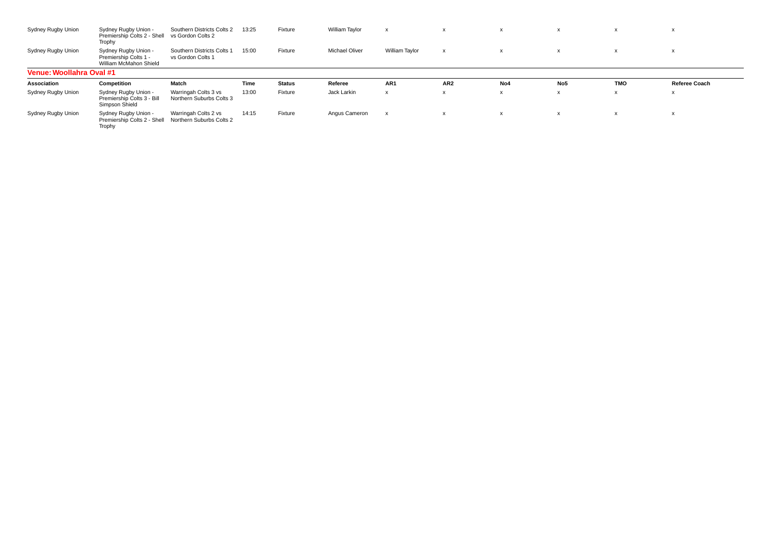| | | | | | | | | | | | |
|---|---|---|---|---|---|---|---|---|---|---|---|
| Sydney Rugby Union | Sydney Rugby Union - Premiership Colts 2 - Shell Trophy | Southern Districts Colts 2 vs Gordon Colts 2 | 13:25 | Fixture | William Taylor | x | x | x | x | x | x |
| Sydney Rugby Union | Sydney Rugby Union - Premiership Colts 1 - William McMahon Shield | Southern Districts Colts 1 vs Gordon Colts 1 | 15:00 | Fixture | Michael Oliver | William Taylor | x | x | x | x | x |

## Venue: Woollahra Oval #1

| Association | Competition | Match | Time | Status | Referee | AR1 | AR2 | No4 | No5 | TMO | Referee Coach |
|---|---|---|---|---|---|---|---|---|---|---|---|
| Sydney Rugby Union | Sydney Rugby Union - Premiership Colts 3 - Bill Simpson Shield | Warringah Colts 3 vs Northern Suburbs Colts 3 | 13:00 | Fixture | Jack Larkin | x | x | x | x | x | x |
| Sydney Rugby Union | Sydney Rugby Union - Premiership Colts 2 - Shell Trophy | Warringah Colts 2 vs Northern Suburbs Colts 2 | 14:15 | Fixture | Angus Cameron | x | x | x | x | x | x |